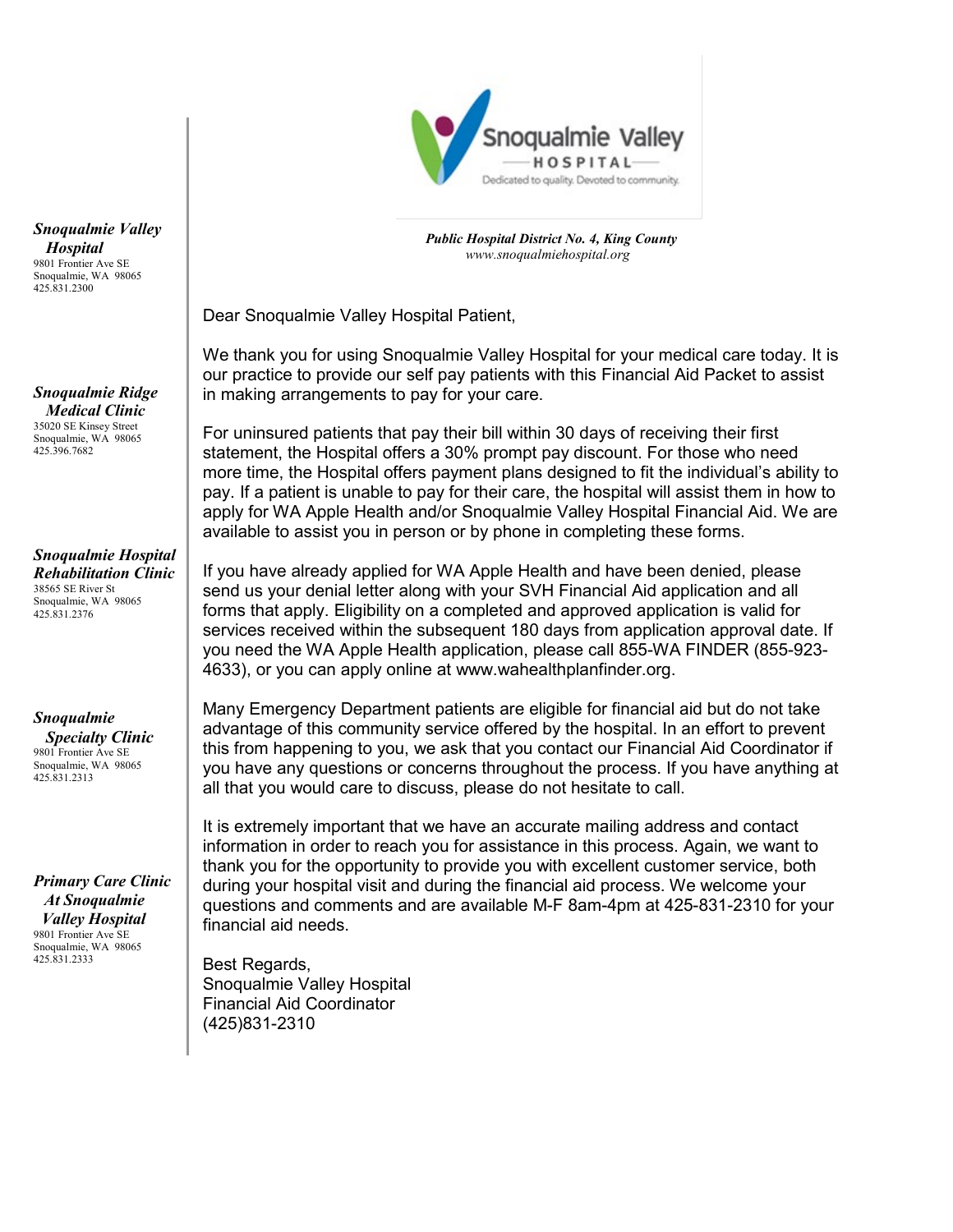Snoqualmie Valley HOSPITAL
Dedicated to quality. Devoted to community.

***Public Hospital District No. 4, King County***
*www.snoqualmiehospital.org*

***Snoqualmie Valley Hospital***
9801 Frontier Ave SE
Snoqualmie, WA 98065
425.831.2300

***Snoqualmie Ridge Medical Clinic***
35020 SE Kinsey Street
Snoqualmie, WA 98065
425.396.7682

***Snoqualmie Hospital Rehabilitation Clinic***
38565 SE River St
Snoqualmie, WA 98065
425.831.2376

***Snoqualmie Specialty Clinic***
9801 Frontier Ave SE
Snoqualmie, WA 98065
425.831.2313

***Primary Care Clinic At Snoqualmie Valley Hospital***
9801 Frontier Ave SE
Snoqualmie, WA 98065
425.831.2333

Dear Snoqualmie Valley Hospital Patient,

We thank you for using Snoqualmie Valley Hospital for your medical care today. It is our practice to provide our self pay patients with this Financial Aid Packet to assist in making arrangements to pay for your care.

For uninsured patients that pay their bill within 30 days of receiving their first statement, the Hospital offers a 30% prompt pay discount. For those who need more time, the Hospital offers payment plans designed to fit the individual's ability to pay. If a patient is unable to pay for their care, the hospital will assist them in how to apply for WA Apple Health and/or Snoqualmie Valley Hospital Financial Aid. We are available to assist you in person or by phone in completing these forms.

If you have already applied for WA Apple Health and have been denied, please send us your denial letter along with your SVH Financial Aid application and all forms that apply. Eligibility on a completed and approved application is valid for services received within the subsequent 180 days from application approval date. If you need the WA Apple Health application, please call 855-WA FINDER (855-923-4633), or you can apply online at www.wahealthplanfinder.org.

Many Emergency Department patients are eligible for financial aid but do not take advantage of this community service offered by the hospital. In an effort to prevent this from happening to you, we ask that you contact our Financial Aid Coordinator if you have any questions or concerns throughout the process. If you have anything at all that you would care to discuss, please do not hesitate to call.

It is extremely important that we have an accurate mailing address and contact information in order to reach you for assistance in this process. Again, we want to thank you for the opportunity to provide you with excellent customer service, both during your hospital visit and during the financial aid process. We welcome your questions and comments and are available M-F 8am-4pm at 425-831-2310 for your financial aid needs.

Best Regards,
Snoqualmie Valley Hospital
Financial Aid Coordinator
(425)831-2310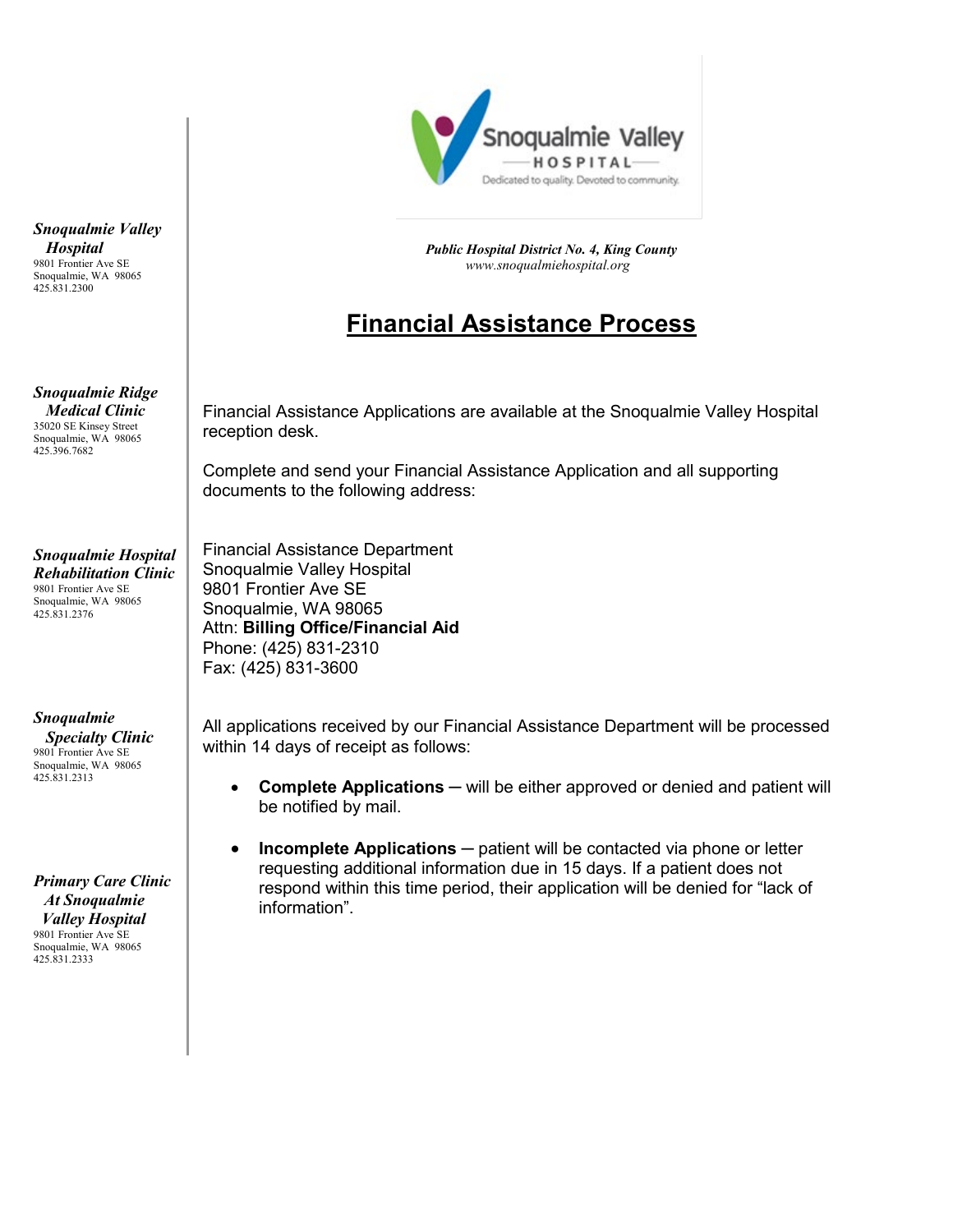**Snoqualmie Valley Hospital**
9801 Frontier Ave SE
Snoqualmie, WA 98065
425.831.2300

**Snoqualmie Ridge Medical Clinic**
35020 SE Kinsey Street
Snoqualmie, WA 98065
425.396.7682

**Snoqualmie Hospital Rehabilitation Clinic**
9801 Frontier Ave SE
Snoqualmie, WA 98065
425.831.2376

**Snoqualmie Specialty Clinic**
9801 Frontier Ave SE
Snoqualmie, WA 98065
425.831.2313

**Primary Care Clinic At Snoqualmie Valley Hospital**
9801 Frontier Ave SE
Snoqualmie, WA 98065
425.831.2333

Snoqualmie Valley HOSPITAL
Dedicated to quality. Devoted to community.

***Public Hospital District No. 4, King County***
*www.snoqualmiehospital.org*

# Financial Assistance Process

Financial Assistance Applications are available at the Snoqualmie Valley Hospital reception desk.

Complete and send your Financial Assistance Application and all supporting documents to the following address:

Financial Assistance Department
Snoqualmie Valley Hospital
9801 Frontier Ave SE
Snoqualmie, WA 98065
Attn: **Billing Office/Financial Aid**
Phone: (425) 831-2310
Fax: (425) 831-3600

All applications received by our Financial Assistance Department will be processed within 14 days of receipt as follows:

- **Complete Applications** – will be either approved or denied and patient will be notified by mail.
- **Incomplete Applications** – patient will be contacted via phone or letter requesting additional information due in 15 days. If a patient does not respond within this time period, their application will be denied for "lack of information".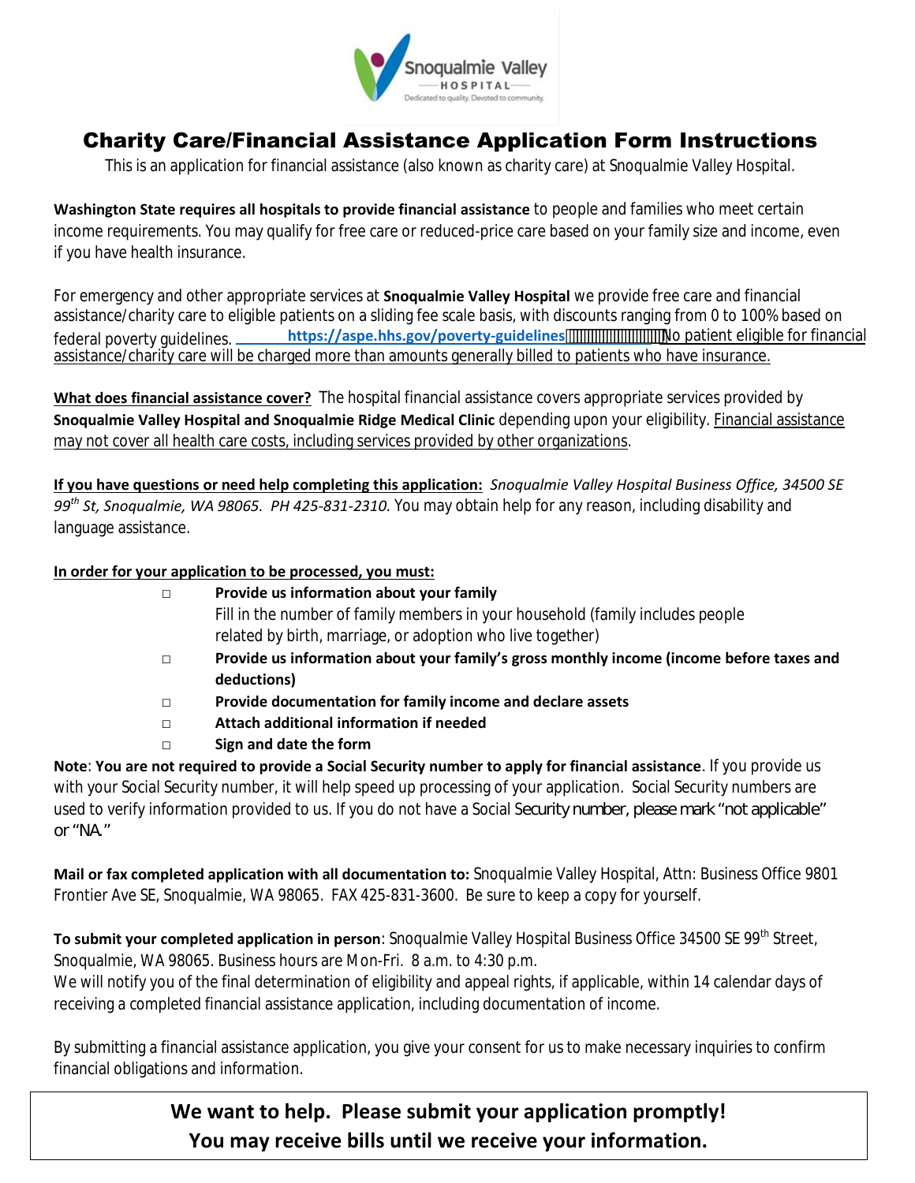# Charity Care/Financial Assistance Application Form Instructions

This is an application for financial assistance (also known as charity care) at Snoqualmie Valley Hospital.

**Washington State requires all hospitals to provide financial assistance** to people and families who meet certain income requirements. You may qualify for free care or reduced-price care based on your family size and income, even if you have health insurance.

For emergency and other appropriate services at **Snoqualmie Valley Hospital** we provide free care and financial assistance/charity care to eligible patients on a sliding fee scale basis, with discounts ranging from 0 to 100% based on federal poverty guidelines. **https://aspe.hhs.gov/poverty-guidelines** No patient eligible for financial assistance/charity care will be charged more than amounts generally billed to patients who have insurance.

**What does financial assistance cover?** The hospital financial assistance covers appropriate services provided by **Snoqualmie Valley Hospital and Snoqualmie Ridge Medical Clinic** depending upon your eligibility. Financial assistance may not cover all health care costs, including services provided by other organizations.

**If you have questions or need help completing this application:** *Snoqualmie Valley Hospital Business Office, 34500 SE 99th St, Snoqualmie, WA 98065. PH 425-831-2310.* You may obtain help for any reason, including disability and language assistance.

**In order for your application to be processed, you must:**

- □ **Provide us information about your family**
  Fill in the number of family members in your household (family includes people related by birth, marriage, or adoption who live together)
- □ **Provide us information about your family's gross monthly income (income before taxes and deductions)**
- □ **Provide documentation for family income and declare assets**
- □ **Attach additional information if needed**
- □ **Sign and date the form**

**Note**: **You are not required to provide a Social Security number to apply for financial assistance**. If you provide us with your Social Security number, it will help speed up processing of your application. Social Security numbers are used to verify information provided to us. If you do not have a Social Security number, please mark "not applicable" or "NA."

**Mail or fax completed application with all documentation to:** Snoqualmie Valley Hospital, Attn: Business Office 9801 Frontier Ave SE, Snoqualmie, WA 98065. FAX 425-831-3600. Be sure to keep a copy for yourself.

**To submit your completed application in person**: Snoqualmie Valley Hospital Business Office 34500 SE 99th Street, Snoqualmie, WA 98065. Business hours are Mon-Fri. 8 a.m. to 4:30 p.m.
We will notify you of the final determination of eligibility and appeal rights, if applicable, within 14 calendar days of receiving a completed financial assistance application, including documentation of income.

By submitting a financial assistance application, you give your consent for us to make necessary inquiries to confirm financial obligations and information.

**We want to help. Please submit your application promptly!**
**You may receive bills until we receive your information.**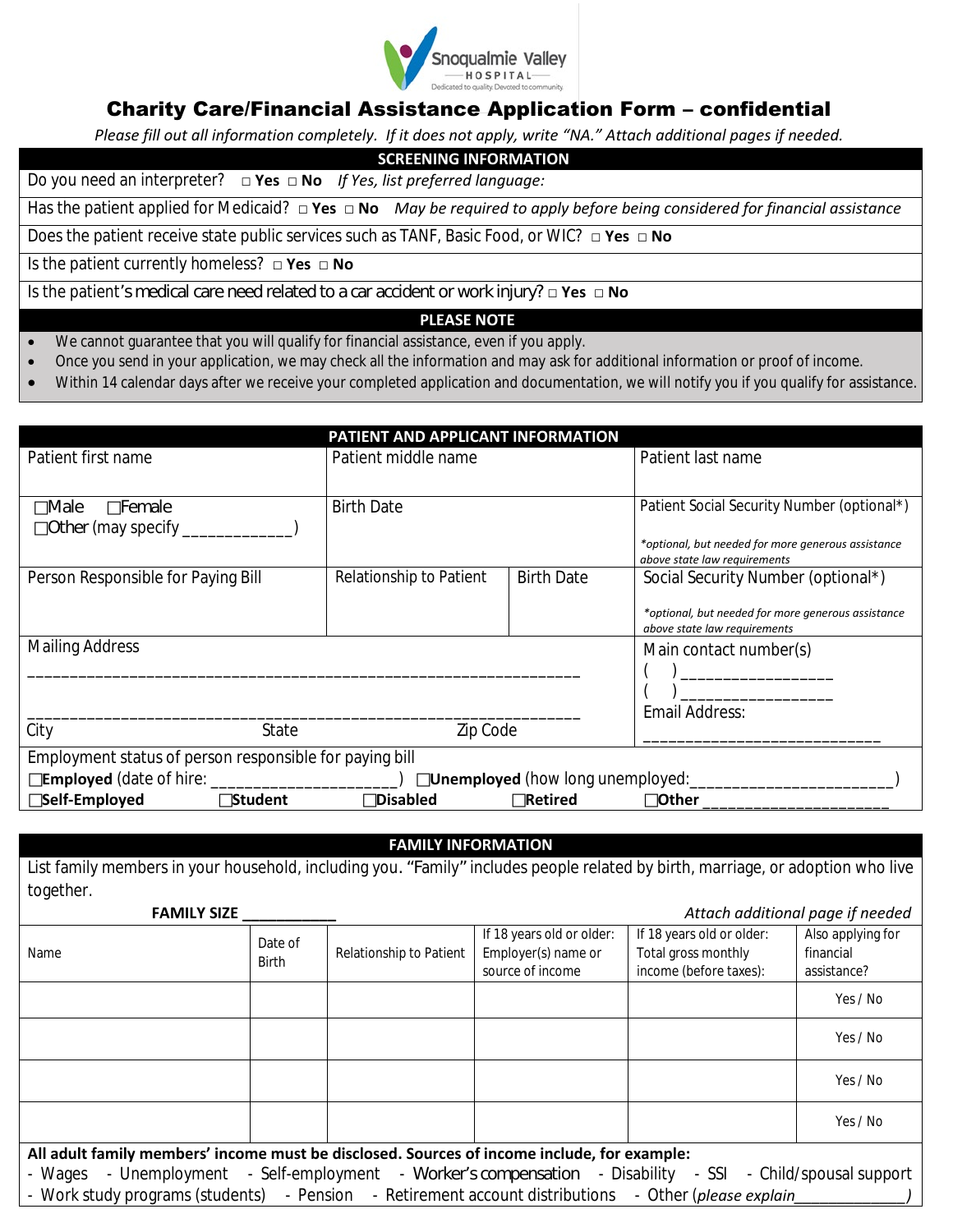Snoqualmie Valley HOSPITAL
Dedicated to quality. Devoted to community.

# Charity Care/Financial Assistance Application Form – confidential

*Please fill out all information completely. If it does not apply, write "NA." Attach additional pages if needed.*

## SCREENING INFORMATION

Do you need an interpreter? □ **Yes** □ **No** *If Yes, list preferred language:*

Has the patient applied for Medicaid? □ **Yes** □ **No** *May be required to apply before being considered for financial assistance*

Does the patient receive state public services such as TANF, Basic Food, or WIC? □ **Yes** □ **No**

Is the patient currently homeless? □ **Yes** □ **No**

Is the patient's medical care need related to a car accident or work injury? □ **Yes** □ **No**

## PLEASE NOTE

- We cannot guarantee that you will qualify for financial assistance, even if you apply.
- Once you send in your application, we may check all the information and may ask for additional information or proof of income.
- Within 14 calendar days after we receive your completed application and documentation, we will notify you if you qualify for assistance.

## PATIENT AND APPLICANT INFORMATION

| Patient first name | Patient middle name | | Patient last name |
|---|---|---|---|
| ☐Male ☐Female<br>☐Other (may specify _____________) | Birth Date | | Patient Social Security Number (optional*)<br>*\*optional, but needed for more generous assistance above state law requirements* |
| Person Responsible for Paying Bill | Relationship to Patient | Birth Date | Social Security Number (optional*)<br>*\*optional, but needed for more generous assistance above state law requirements* |
| Mailing Address<br>_______________________________________________<br>_______________________________________________<br>City State Zip Code | | | Main contact number(s)<br>( ) _________________<br>( ) _________________<br>Email Address:<br>____________________________ |

Employment status of person responsible for paying bill

☐**Employed** (date of hire: _____________________) ☐**Unemployed** (how long unemployed:______________________)

☐**Self-Employed** ☐**Student** ☐**Disabled** ☐**Retired** ☐**Other** ____________________

## FAMILY INFORMATION

List family members in your household, including you. "Family" includes people related by birth, marriage, or adoption who live together.

**FAMILY SIZE** ___________ *Attach additional page if needed*

| Name | Date of Birth | Relationship to Patient | If 18 years old or older: Employer(s) name or source of income | If 18 years old or older: Total gross monthly income (before taxes): | Also applying for financial assistance? |
|---|---|---|---|---|---|
| | | | | | Yes / No |
| | | | | | Yes / No |
| | | | | | Yes / No |
| | | | | | Yes / No |

**All adult family members' income must be disclosed. Sources of income include, for example:**

- Wages - Unemployment - Self-employment - Worker's compensation - Disability - SSI - Child/spousal support
- Work study programs (students) - Pension - Retirement account distributions - Other (*please explain*_____________)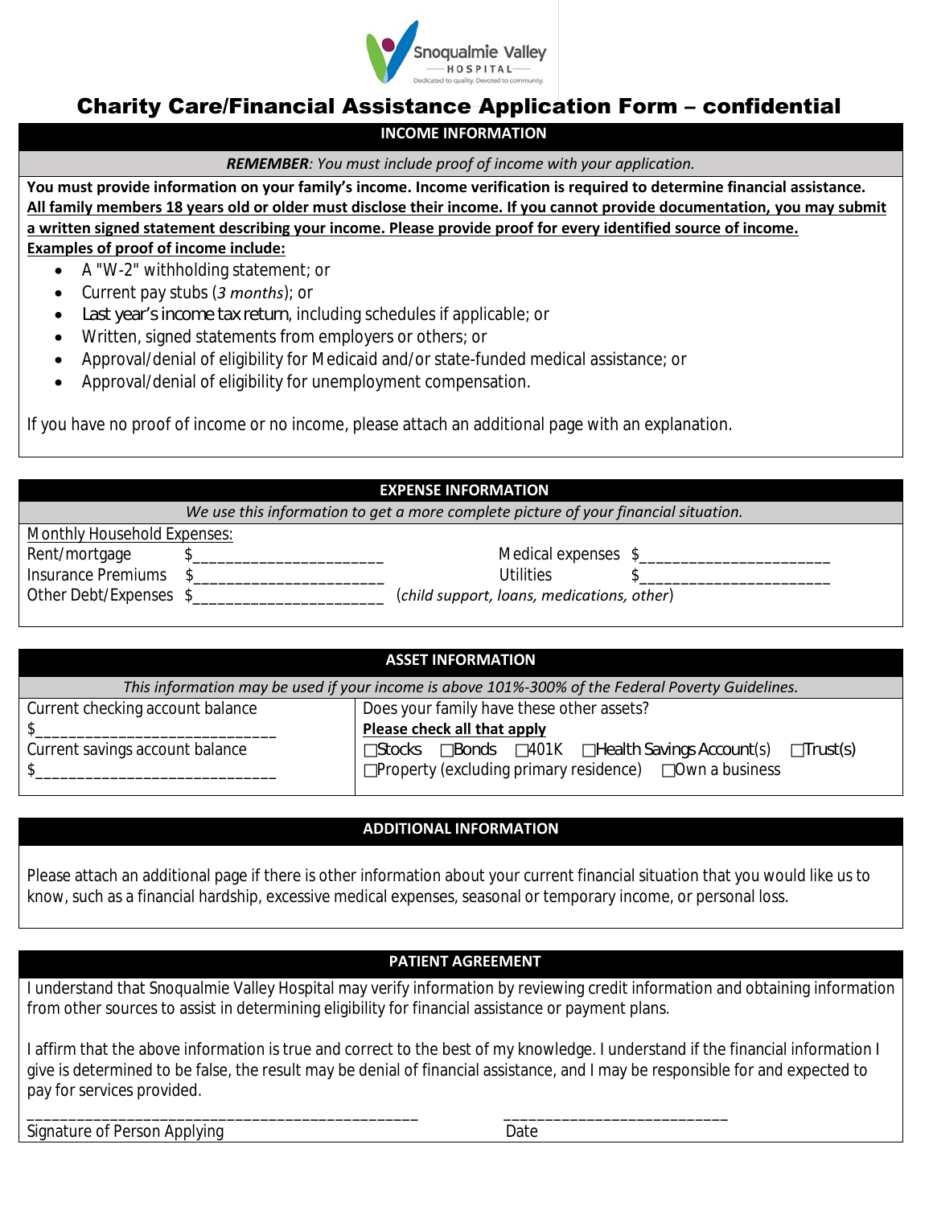Snoqualmie Valley HOSPITAL
Dedicated to quality. Devoted to community.

# Charity Care/Financial Assistance Application Form – confidential

## INCOME INFORMATION

***REMEMBER**: You must include proof of income with your application.*

**You must provide information on your family's income. Income verification is required to determine financial assistance. All family members 18 years old or older must disclose their income. If you cannot provide documentation, you may submit a written signed statement describing your income. Please provide proof for every identified source of income.**

**Examples of proof of income include:**

- A "W-2" withholding statement; or
- Current pay stubs (*3 months*); or
- Last year's income tax return, including schedules if applicable; or
- Written, signed statements from employers or others; or
- Approval/denial of eligibility for Medicaid and/or state-funded medical assistance; or
- Approval/denial of eligibility for unemployment compensation.

If you have no proof of income or no income, please attach an additional page with an explanation.

## EXPENSE INFORMATION

*We use this information to get a more complete picture of your financial situation.*

Monthly Household Expenses:

| | | | |
|---|---|---|---|
| Rent/mortgage | $______________________ | Medical expenses | $______________________ |
| Insurance Premiums | $______________________ | Utilities | $______________________ |
| Other Debt/Expenses | $______________________ | (*child support, loans, medications, other*) | |

## ASSET INFORMATION

*This information may be used if your income is above 101%-300% of the Federal Poverty Guidelines.*

| | |
|---|---|
| Current checking account balance<br>$____________________________<br>Current savings account balance<br>$____________________________ | Does your family have these other assets?<br>**Please check all that apply**<br>☐Stocks ☐Bonds ☐401K ☐Health Savings Account(s) ☐Trust(s)<br>☐Property (excluding primary residence) ☐Own a business |

## ADDITIONAL INFORMATION

Please attach an additional page if there is other information about your current financial situation that you would like us to know, such as a financial hardship, excessive medical expenses, seasonal or temporary income, or personal loss.

## PATIENT AGREEMENT

I understand that Snoqualmie Valley Hospital may verify information by reviewing credit information and obtaining information from other sources to assist in determining eligibility for financial assistance or payment plans.

I affirm that the above information is true and correct to the best of my knowledge. I understand if the financial information I give is determined to be false, the result may be denial of financial assistance, and I may be responsible for and expected to pay for services provided.

_______________________________________________ __________________________

Signature of Person Applying Date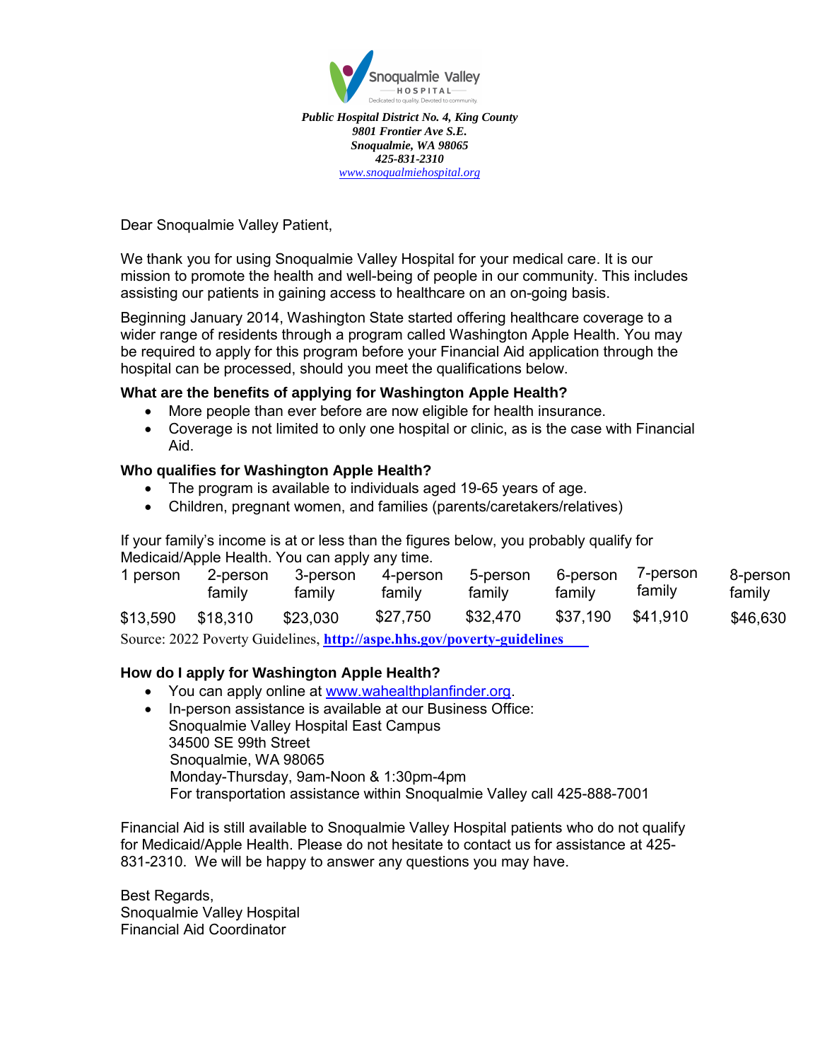Snoqualmie Valley HOSPITAL
Dedicated to quality. Devoted to community.

***Public Hospital District No. 4, King County***
***9801 Frontier Ave S.E.***
***Snoqualmie, WA 98065***
***425-831-2310***
*www.snoqualmiehospital.org*

Dear Snoqualmie Valley Patient,

We thank you for using Snoqualmie Valley Hospital for your medical care. It is our mission to promote the health and well-being of people in our community. This includes assisting our patients in gaining access to healthcare on an on-going basis.

Beginning January 2014, Washington State started offering healthcare coverage to a wider range of residents through a program called Washington Apple Health. You may be required to apply for this program before your Financial Aid application through the hospital can be processed, should you meet the qualifications below.

**What are the benefits of applying for Washington Apple Health?**

- More people than ever before are now eligible for health insurance.
- Coverage is not limited to only one hospital or clinic, as is the case with Financial Aid.

**Who qualifies for Washington Apple Health?**

- The program is available to individuals aged 19-65 years of age.
- Children, pregnant women, and families (parents/caretakers/relatives)

If your family's income is at or less than the figures below, you probably qualify for Medicaid/Apple Health. You can apply any time.

| 1 person | 2-person family | 3-person family | 4-person family | 5-person family | 6-person family | 7-person family | 8-person family |
|---|---|---|---|---|---|---|---|
| $13,590 | $18,310 | $23,030 | $27,750 | $32,470 | $37,190 | $41,910 | $46,630 |

Source: 2022 Poverty Guidelines, **http://aspe.hhs.gov/poverty-guidelines**

**How do I apply for Washington Apple Health?**

- You can apply online at www.wahealthplanfinder.org.
- In-person assistance is available at our Business Office:
  Snoqualmie Valley Hospital East Campus
  34500 SE 99th Street
  Snoqualmie, WA 98065
  Monday-Thursday, 9am-Noon & 1:30pm-4pm
  For transportation assistance within Snoqualmie Valley call 425-888-7001

Financial Aid is still available to Snoqualmie Valley Hospital patients who do not qualify for Medicaid/Apple Health. Please do not hesitate to contact us for assistance at 425-831-2310. We will be happy to answer any questions you may have.

Best Regards,
Snoqualmie Valley Hospital
Financial Aid Coordinator